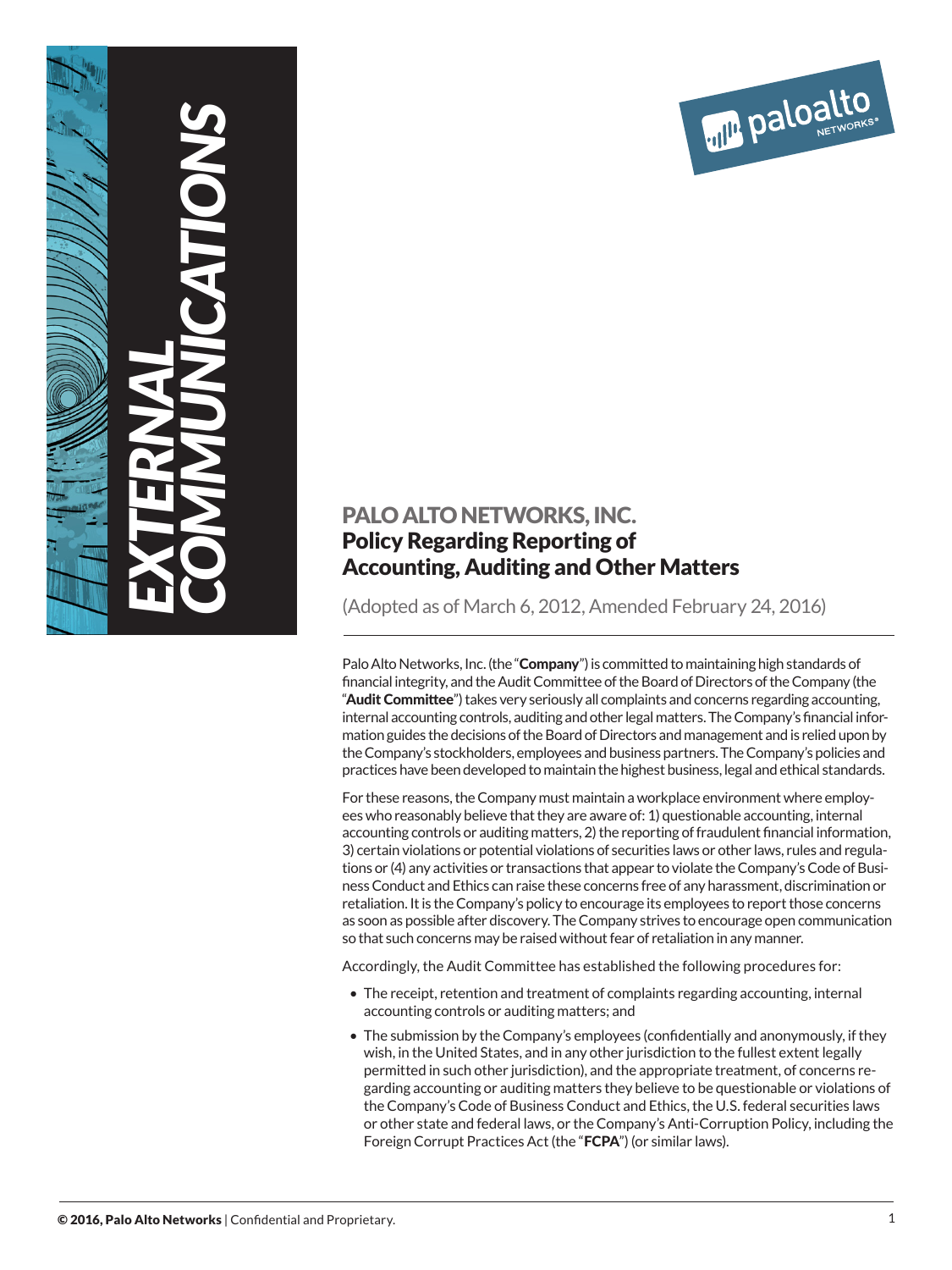# EXTERNAL COMMUNICATIONS

## PALO ALTO NETWORKS, INC.
## Policy Regarding Reporting of Accounting, Auditing and Other Matters

(Adopted as of March 6, 2012, Amended February 24, 2016)

Palo Alto Networks, Inc. (the "**Company**") is committed to maintaining high standards of financial integrity, and the Audit Committee of the Board of Directors of the Company (the "**Audit Committee**") takes very seriously all complaints and concerns regarding accounting, internal accounting controls, auditing and other legal matters. The Company's financial information guides the decisions of the Board of Directors and management and is relied upon by the Company's stockholders, employees and business partners. The Company's policies and practices have been developed to maintain the highest business, legal and ethical standards.

For these reasons, the Company must maintain a workplace environment where employees who reasonably believe that they are aware of: 1) questionable accounting, internal accounting controls or auditing matters, 2) the reporting of fraudulent financial information, 3) certain violations or potential violations of securities laws or other laws, rules and regulations or (4) any activities or transactions that appear to violate the Company's Code of Business Conduct and Ethics can raise these concerns free of any harassment, discrimination or retaliation. It is the Company's policy to encourage its employees to report those concerns as soon as possible after discovery. The Company strives to encourage open communication so that such concerns may be raised without fear of retaliation in any manner.

Accordingly, the Audit Committee has established the following procedures for:

- The receipt, retention and treatment of complaints regarding accounting, internal accounting controls or auditing matters; and
- The submission by the Company's employees (confidentially and anonymously, if they wish, in the United States, and in any other jurisdiction to the fullest extent legally permitted in such other jurisdiction), and the appropriate treatment, of concerns regarding accounting or auditing matters they believe to be questionable or violations of the Company's Code of Business Conduct and Ethics, the U.S. federal securities laws or other state and federal laws, or the Company's Anti-Corruption Policy, including the Foreign Corrupt Practices Act (the "**FCPA**") (or similar laws).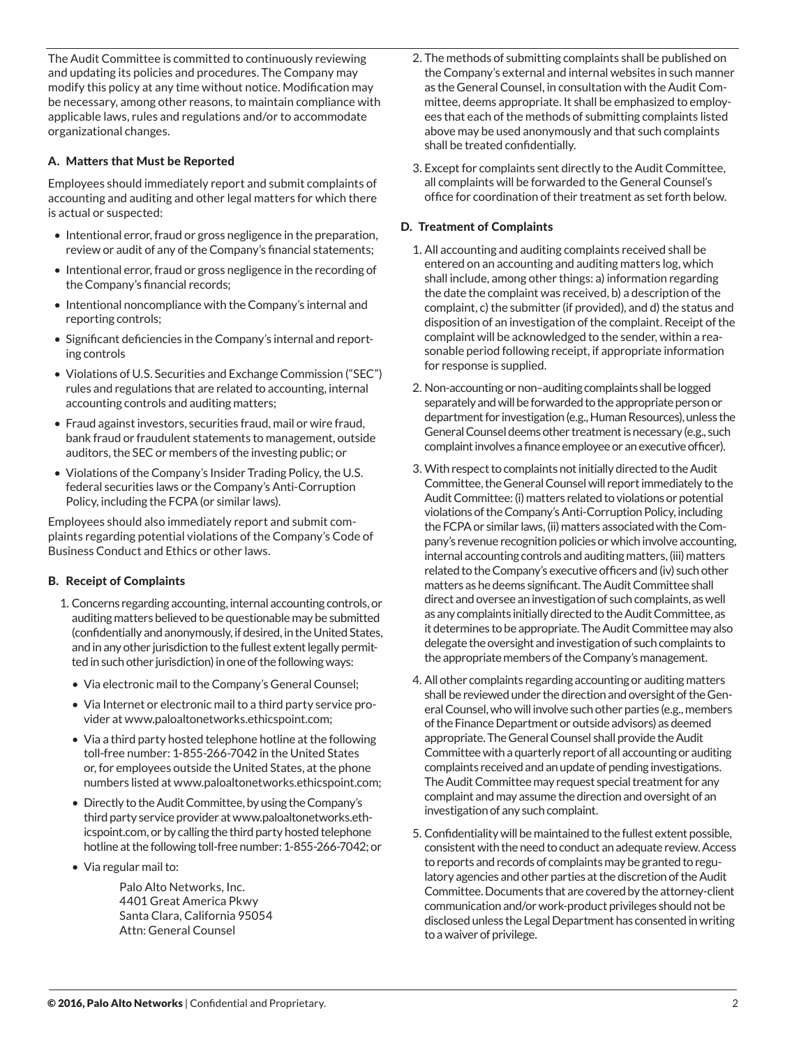The Audit Committee is committed to continuously reviewing and updating its policies and procedures. The Company may modify this policy at any time without notice. Modification may be necessary, among other reasons, to maintain compliance with applicable laws, rules and regulations and/or to accommodate organizational changes.

### A. Matters that Must be Reported

Employees should immediately report and submit complaints of accounting and auditing and other legal matters for which there is actual or suspected:

- Intentional error, fraud or gross negligence in the preparation, review or audit of any of the Company's financial statements;
- Intentional error, fraud or gross negligence in the recording of the Company's financial records;
- Intentional noncompliance with the Company's internal and reporting controls;
- Significant deficiencies in the Company's internal and reporting controls
- Violations of U.S. Securities and Exchange Commission ("SEC") rules and regulations that are related to accounting, internal accounting controls and auditing matters;
- Fraud against investors, securities fraud, mail or wire fraud, bank fraud or fraudulent statements to management, outside auditors, the SEC or members of the investing public; or
- Violations of the Company's Insider Trading Policy, the U.S. federal securities laws or the Company's Anti-Corruption Policy, including the FCPA (or similar laws).

Employees should also immediately report and submit complaints regarding potential violations of the Company's Code of Business Conduct and Ethics or other laws.

### B. Receipt of Complaints

1. Concerns regarding accounting, internal accounting controls, or auditing matters believed to be questionable may be submitted (confidentially and anonymously, if desired, in the United States, and in any other jurisdiction to the fullest extent legally permitted in such other jurisdiction) in one of the following ways:
    - Via electronic mail to the Company's General Counsel;
    - Via Internet or electronic mail to a third party service provider at www.paloaltonetworks.ethicspoint.com;
    - Via a third party hosted telephone hotline at the following toll-free number: 1-855-266-7042 in the United States or, for employees outside the United States, at the phone numbers listed at www.paloaltonetworks.ethicspoint.com;
    - Directly to the Audit Committee, by using the Company's third party service provider at www.paloaltonetworks.ethicspoint.com, or by calling the third party hosted telephone hotline at the following toll-free number: 1-855-266-7042; or
    - Via regular mail to:

      Palo Alto Networks, Inc.
      4401 Great America Pkwy
      Santa Clara, California 95054
      Attn: General Counsel

2. The methods of submitting complaints shall be published on the Company's external and internal websites in such manner as the General Counsel, in consultation with the Audit Committee, deems appropriate. It shall be emphasized to employees that each of the methods of submitting complaints listed above may be used anonymously and that such complaints shall be treated confidentially.
3. Except for complaints sent directly to the Audit Committee, all complaints will be forwarded to the General Counsel's office for coordination of their treatment as set forth below.

### D. Treatment of Complaints

1. All accounting and auditing complaints received shall be entered on an accounting and auditing matters log, which shall include, among other things: a) information regarding the date the complaint was received, b) a description of the complaint, c) the submitter (if provided), and d) the status and disposition of an investigation of the complaint. Receipt of the complaint will be acknowledged to the sender, within a reasonable period following receipt, if appropriate information for response is supplied.
2. Non-accounting or non–auditing complaints shall be logged separately and will be forwarded to the appropriate person or department for investigation (e.g., Human Resources), unless the General Counsel deems other treatment is necessary (e.g., such complaint involves a finance employee or an executive officer).
3. With respect to complaints not initially directed to the Audit Committee, the General Counsel will report immediately to the Audit Committee: (i) matters related to violations or potential violations of the Company's Anti-Corruption Policy, including the FCPA or similar laws, (ii) matters associated with the Company's revenue recognition policies or which involve accounting, internal accounting controls and auditing matters, (iii) matters related to the Company's executive officers and (iv) such other matters as he deems significant. The Audit Committee shall direct and oversee an investigation of such complaints, as well as any complaints initially directed to the Audit Committee, as it determines to be appropriate. The Audit Committee may also delegate the oversight and investigation of such complaints to the appropriate members of the Company's management.
4. All other complaints regarding accounting or auditing matters shall be reviewed under the direction and oversight of the General Counsel, who will involve such other parties (e.g., members of the Finance Department or outside advisors) as deemed appropriate. The General Counsel shall provide the Audit Committee with a quarterly report of all accounting or auditing complaints received and an update of pending investigations. The Audit Committee may request special treatment for any complaint and may assume the direction and oversight of an investigation of any such complaint.
5. Confidentiality will be maintained to the fullest extent possible, consistent with the need to conduct an adequate review. Access to reports and records of complaints may be granted to regulatory agencies and other parties at the discretion of the Audit Committee. Documents that are covered by the attorney-client communication and/or work-product privileges should not be disclosed unless the Legal Department has consented in writing to a waiver of privilege.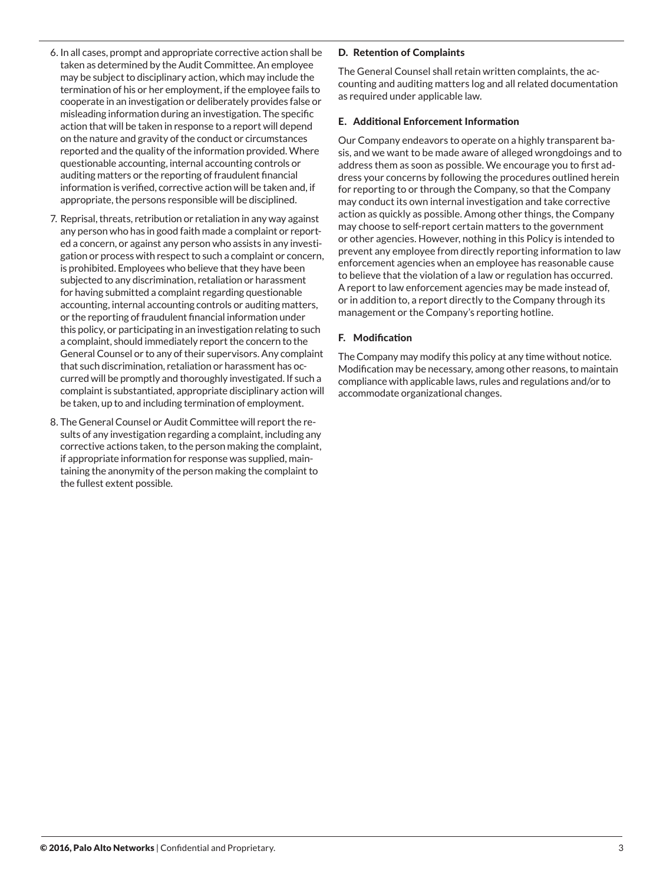6. In all cases, prompt and appropriate corrective action shall be taken as determined by the Audit Committee. An employee may be subject to disciplinary action, which may include the termination of his or her employment, if the employee fails to cooperate in an investigation or deliberately provides false or misleading information during an investigation. The specific action that will be taken in response to a report will depend on the nature and gravity of the conduct or circumstances reported and the quality of the information provided. Where questionable accounting, internal accounting controls or auditing matters or the reporting of fraudulent financial information is verified, corrective action will be taken and, if appropriate, the persons responsible will be disciplined.

7. Reprisal, threats, retribution or retaliation in any way against any person who has in good faith made a complaint or reported a concern, or against any person who assists in any investigation or process with respect to such a complaint or concern, is prohibited. Employees who believe that they have been subjected to any discrimination, retaliation or harassment for having submitted a complaint regarding questionable accounting, internal accounting controls or auditing matters, or the reporting of fraudulent financial information under this policy, or participating in an investigation relating to such a complaint, should immediately report the concern to the General Counsel or to any of their supervisors. Any complaint that such discrimination, retaliation or harassment has occurred will be promptly and thoroughly investigated. If such a complaint is substantiated, appropriate disciplinary action will be taken, up to and including termination of employment.

8. The General Counsel or Audit Committee will report the results of any investigation regarding a complaint, including any corrective actions taken, to the person making the complaint, if appropriate information for response was supplied, maintaining the anonymity of the person making the complaint to the fullest extent possible.

### D. Retention of Complaints

The General Counsel shall retain written complaints, the accounting and auditing matters log and all related documentation as required under applicable law.

### E. Additional Enforcement Information

Our Company endeavors to operate on a highly transparent basis, and we want to be made aware of alleged wrongdoings and to address them as soon as possible. We encourage you to first address your concerns by following the procedures outlined herein for reporting to or through the Company, so that the Company may conduct its own internal investigation and take corrective action as quickly as possible. Among other things, the Company may choose to self-report certain matters to the government or other agencies. However, nothing in this Policy is intended to prevent any employee from directly reporting information to law enforcement agencies when an employee has reasonable cause to believe that the violation of a law or regulation has occurred. A report to law enforcement agencies may be made instead of, or in addition to, a report directly to the Company through its management or the Company's reporting hotline.

### F. Modification

The Company may modify this policy at any time without notice. Modification may be necessary, among other reasons, to maintain compliance with applicable laws, rules and regulations and/or to accommodate organizational changes.